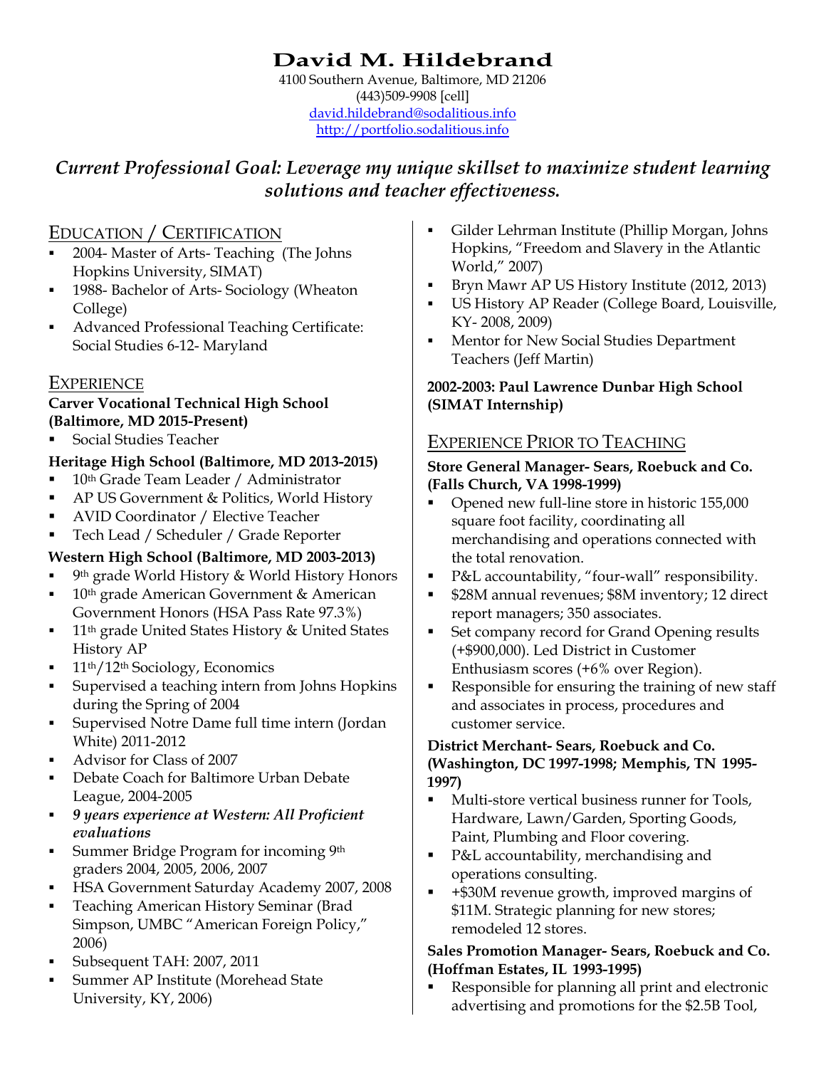# David M. Hildebrand

4100 Southern Avenue, Baltimore, MD 21206
(443)509-9908 [cell]
david.hildebrand@sodalitious.info
http://portfolio.sodalitious.info

## *Current Professional Goal: Leverage my unique skillset to maximize student learning solutions and teacher effectiveness.*

## EDUCATION / CERTIFICATION

- 2004- Master of Arts- Teaching (The Johns Hopkins University, SIMAT)
- 1988- Bachelor of Arts- Sociology (Wheaton College)
- Advanced Professional Teaching Certificate: Social Studies 6-12- Maryland

## EXPERIENCE

**Carver Vocational Technical High School (Baltimore, MD 2015-Present)**

- Social Studies Teacher

**Heritage High School (Baltimore, MD 2013-2015)**

- 10th Grade Team Leader / Administrator
- AP US Government & Politics, World History
- AVID Coordinator / Elective Teacher
- Tech Lead / Scheduler / Grade Reporter

**Western High School (Baltimore, MD 2003-2013)**

- 9th grade World History & World History Honors
- 10th grade American Government & American Government Honors (HSA Pass Rate 97.3%)
- 11th grade United States History & United States History AP
- 11th/12th Sociology, Economics
- Supervised a teaching intern from Johns Hopkins during the Spring of 2004
- Supervised Notre Dame full time intern (Jordan White) 2011-2012
- Advisor for Class of 2007
- Debate Coach for Baltimore Urban Debate League, 2004-2005
- ***9 years experience at Western: All Proficient evaluations***
- Summer Bridge Program for incoming 9th graders 2004, 2005, 2006, 2007
- HSA Government Saturday Academy 2007, 2008
- Teaching American History Seminar (Brad Simpson, UMBC "American Foreign Policy," 2006)
- Subsequent TAH: 2007, 2011
- Summer AP Institute (Morehead State University, KY, 2006)
- Gilder Lehrman Institute (Phillip Morgan, Johns Hopkins, "Freedom and Slavery in the Atlantic World," 2007)
- Bryn Mawr AP US History Institute (2012, 2013)
- US History AP Reader (College Board, Louisville, KY- 2008, 2009)
- Mentor for New Social Studies Department Teachers (Jeff Martin)

**2002-2003: Paul Lawrence Dunbar High School (SIMAT Internship)**

## EXPERIENCE PRIOR TO TEACHING

**Store General Manager- Sears, Roebuck and Co. (Falls Church, VA 1998-1999)**

- Opened new full-line store in historic 155,000 square foot facility, coordinating all merchandising and operations connected with the total renovation.
- P&L accountability, "four-wall" responsibility.
- $28M annual revenues; $8M inventory; 12 direct report managers; 350 associates.
- Set company record for Grand Opening results (+$900,000). Led District in Customer Enthusiasm scores (+6% over Region).
- Responsible for ensuring the training of new staff and associates in process, procedures and customer service.

**District Merchant- Sears, Roebuck and Co. (Washington, DC 1997-1998; Memphis, TN 1995-1997)**

- Multi-store vertical business runner for Tools, Hardware, Lawn/Garden, Sporting Goods, Paint, Plumbing and Floor covering.
- P&L accountability, merchandising and operations consulting.
- +$30M revenue growth, improved margins of $11M. Strategic planning for new stores; remodeled 12 stores.

**Sales Promotion Manager- Sears, Roebuck and Co. (Hoffman Estates, IL 1993-1995)**

- Responsible for planning all print and electronic advertising and promotions for the $2.5B Tool,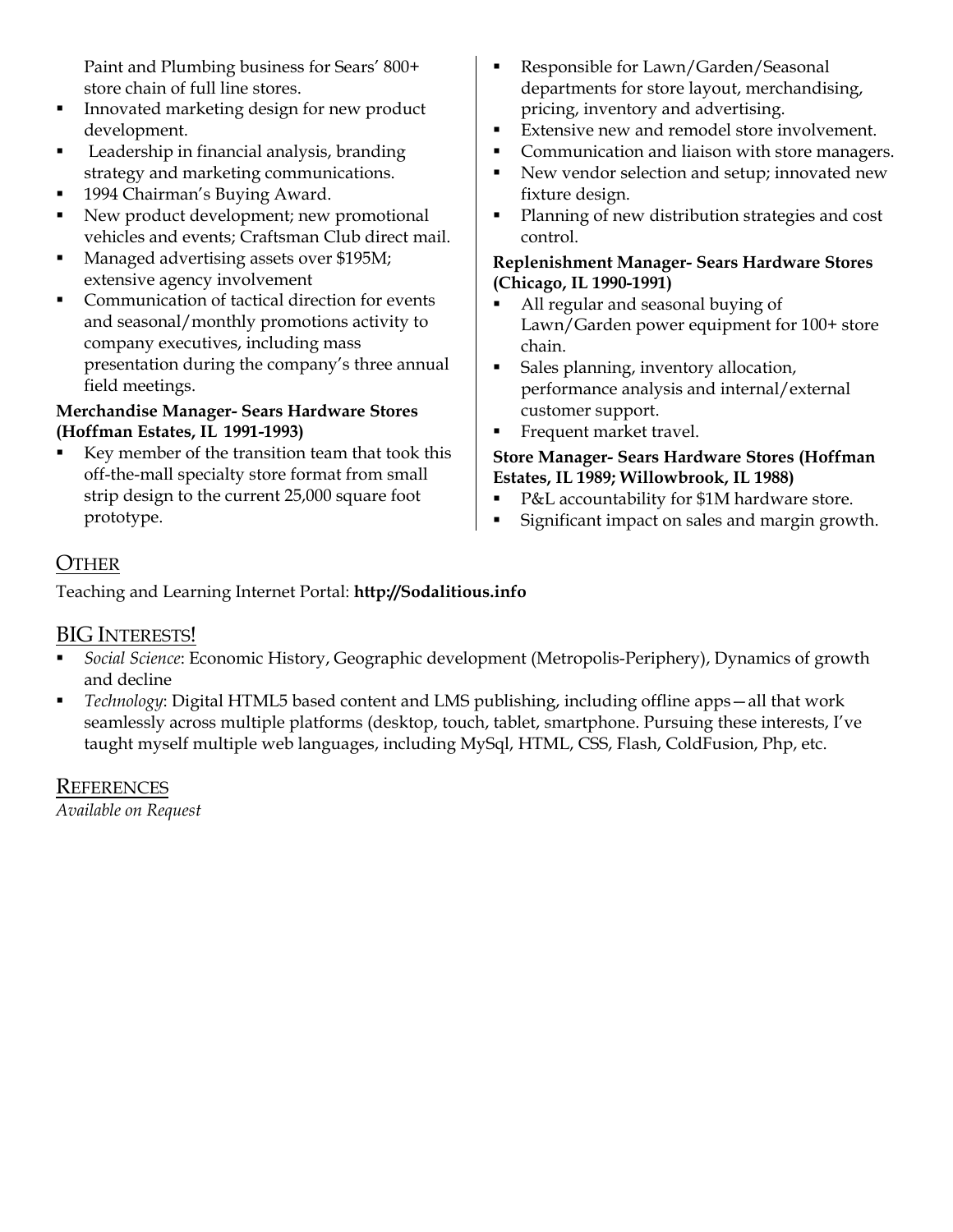Paint and Plumbing business for Sears' 800+ store chain of full line stores.

- Innovated marketing design for new product development.
- Leadership in financial analysis, branding strategy and marketing communications.
- 1994 Chairman's Buying Award.
- New product development; new promotional vehicles and events; Craftsman Club direct mail.
- Managed advertising assets over $195M; extensive agency involvement
- Communication of tactical direction for events and seasonal/monthly promotions activity to company executives, including mass presentation during the company's three annual field meetings.

**Merchandise Manager- Sears Hardware Stores (Hoffman Estates, IL 1991-1993)**

- Key member of the transition team that took this off-the-mall specialty store format from small strip design to the current 25,000 square foot prototype.
- Responsible for Lawn/Garden/Seasonal departments for store layout, merchandising, pricing, inventory and advertising.
- Extensive new and remodel store involvement.
- Communication and liaison with store managers.
- New vendor selection and setup; innovated new fixture design.
- Planning of new distribution strategies and cost control.

**Replenishment Manager- Sears Hardware Stores (Chicago, IL 1990-1991)**

- All regular and seasonal buying of Lawn/Garden power equipment for 100+ store chain.
- Sales planning, inventory allocation, performance analysis and internal/external customer support.
- Frequent market travel.

**Store Manager- Sears Hardware Stores (Hoffman Estates, IL 1989; Willowbrook, IL 1988)**

- P&L accountability for $1M hardware store.
- Significant impact on sales and margin growth.

## Other

Teaching and Learning Internet Portal: **http://Sodalitious.info**

## BIG Interests!

- *Social Science*: Economic History, Geographic development (Metropolis-Periphery), Dynamics of growth and decline
- *Technology*: Digital HTML5 based content and LMS publishing, including offline apps—all that work seamlessly across multiple platforms (desktop, touch, tablet, smartphone. Pursuing these interests, I've taught myself multiple web languages, including MySql, HTML, CSS, Flash, ColdFusion, Php, etc.

## References

*Available on Request*